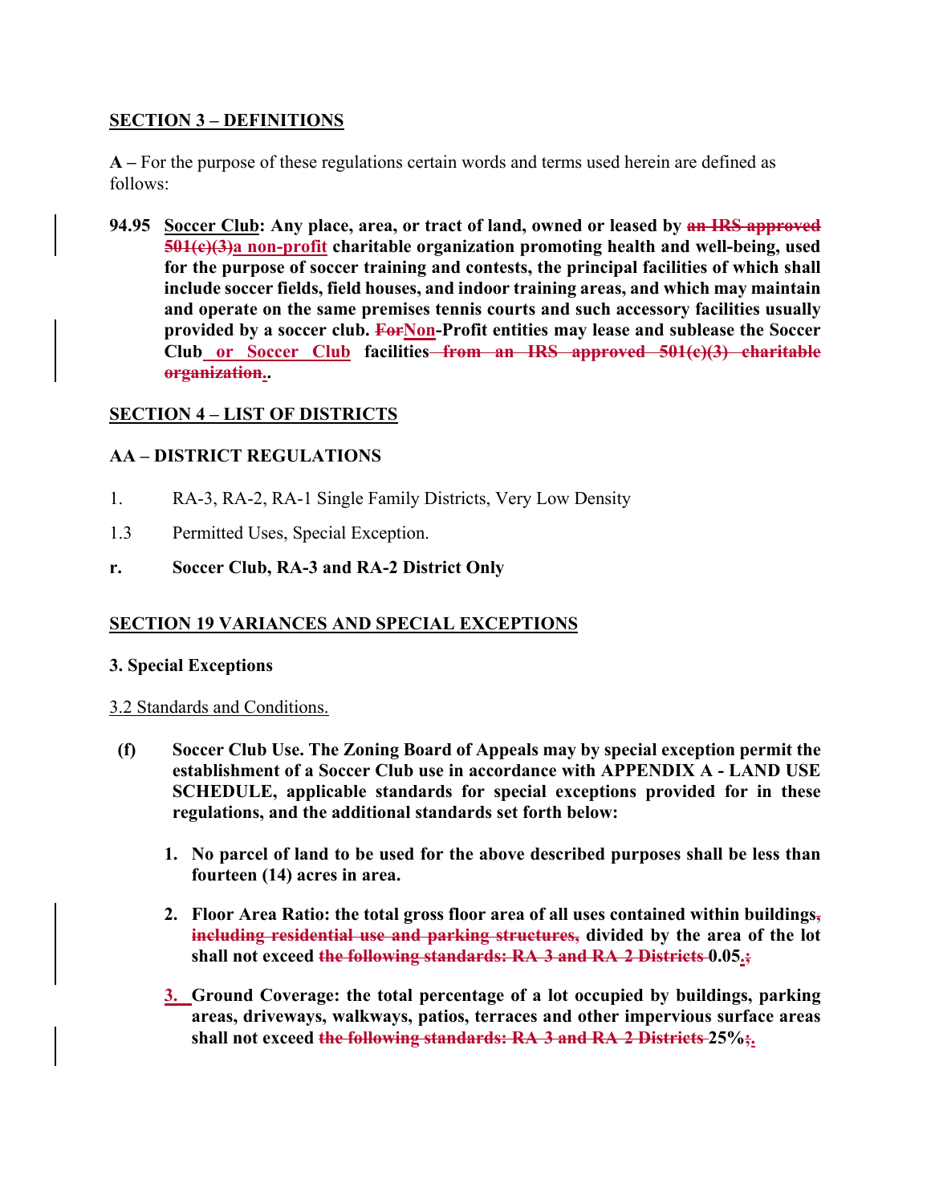**SECTION 3 – DEFINITIONS**

**A –** For the purpose of these regulations certain words and terms used herein are defined as follows:

**94.95 Soccer Club: Any place, area, or tract of land, owned or leased by ~~an IRS approved 501(c)(3)~~a non-profit charitable organization promoting health and well-being, used for the purpose of soccer training and contests, the principal facilities of which shall include soccer fields, field houses, and indoor training areas, and which may maintain and operate on the same premises tennis courts and such accessory facilities usually provided by a soccer club. ~~For~~Non-Profit entities may lease and sublease the Soccer Club or Soccer Club facilities ~~from an IRS approved 501(c)(3) charitable organization.~~.**

**SECTION 4 – LIST OF DISTRICTS**

**AA – DISTRICT REGULATIONS**

1. RA-3, RA-2, RA-1 Single Family Districts, Very Low Density

1.3 Permitted Uses, Special Exception.

**r. Soccer Club, RA-3 and RA-2 District Only**

**SECTION 19 VARIANCES AND SPECIAL EXCEPTIONS**

**3. Special Exceptions**

3.2 Standards and Conditions.

**(f) Soccer Club Use. The Zoning Board of Appeals may by special exception permit the establishment of a Soccer Club use in accordance with APPENDIX A - LAND USE SCHEDULE, applicable standards for special exceptions provided for in these regulations, and the additional standards set forth below:**

1. **No parcel of land to be used for the above described purposes shall be less than fourteen (14) acres in area.**

2. **Floor Area Ratio: the total gross floor area of all uses contained within buildings~~, including residential use and parking structures,~~ divided by the area of the lot shall not exceed ~~the following standards: RA-3 and RA-2 Districts~~ 0.05.~~;~~**

3. **Ground Coverage: the total percentage of a lot occupied by buildings, parking areas, driveways, walkways, patios, terraces and other impervious surface areas shall not exceed ~~the following standards: RA-3 and RA-2 Districts~~ 25%~~;~~.**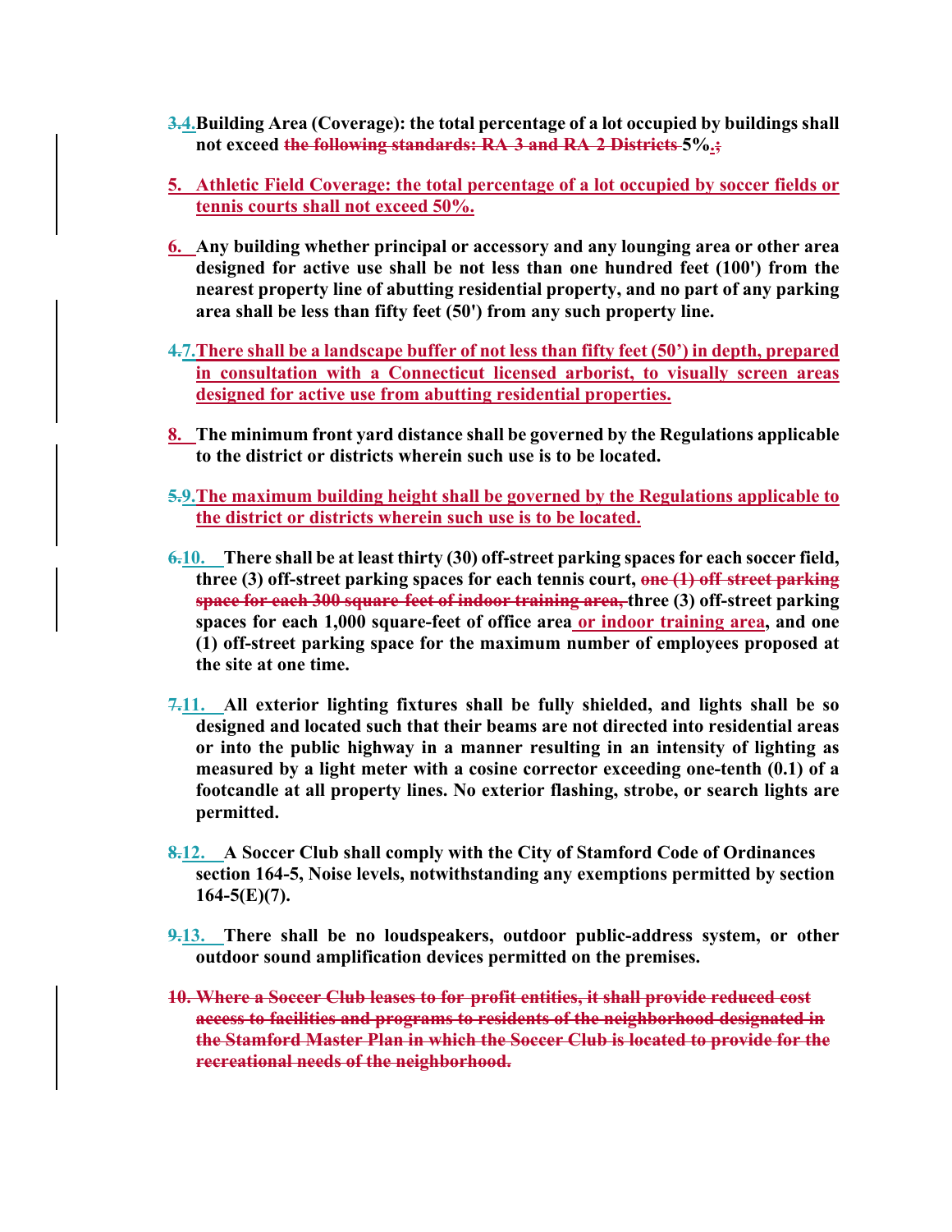~~3.~~4. **Building Area (Coverage): the total percentage of a lot occupied by buildings shall not exceed ~~the following standards: RA-3 and RA-2 Districts~~ 5%.~~;~~**

5. **Athletic Field Coverage: the total percentage of a lot occupied by soccer fields or tennis courts shall not exceed 50%.**

6. **Any building whether principal or accessory and any lounging area or other area designed for active use shall be not less than one hundred feet (100') from the nearest property line of abutting residential property, and no part of any parking area shall be less than fifty feet (50') from any such property line.**

~~4.~~7. **There shall be a landscape buffer of not less than fifty feet (50') in depth, prepared in consultation with a Connecticut licensed arborist, to visually screen areas designed for active use from abutting residential properties.**

8. **The minimum front yard distance shall be governed by the Regulations applicable to the district or districts wherein such use is to be located.**

~~5.~~9. **The maximum building height shall be governed by the Regulations applicable to the district or districts wherein such use is to be located.**

~~6.~~10. **There shall be at least thirty (30) off-street parking spaces for each soccer field, three (3) off-street parking spaces for each tennis court, ~~one (1) off-street parking space for each 300 square feet of indoor training area,~~ three (3) off-street parking spaces for each 1,000 square-feet of office area or indoor training area, and one (1) off-street parking space for the maximum number of employees proposed at the site at one time.**

~~7.~~11. **All exterior lighting fixtures shall be fully shielded, and lights shall be so designed and located such that their beams are not directed into residential areas or into the public highway in a manner resulting in an intensity of lighting as measured by a light meter with a cosine corrector exceeding one-tenth (0.1) of a footcandle at all property lines. No exterior flashing, strobe, or search lights are permitted.**

~~8.~~12. **A Soccer Club shall comply with the City of Stamford Code of Ordinances section 164-5, Noise levels, notwithstanding any exemptions permitted by section 164-5(E)(7).**

~~9.~~13. **There shall be no loudspeakers, outdoor public-address system, or other outdoor sound amplification devices permitted on the premises.**

~~10. Where a Soccer Club leases to for-profit entities, it shall provide reduced cost access to facilities and programs to residents of the neighborhood designated in the Stamford Master Plan in which the Soccer Club is located to provide for the recreational needs of the neighborhood.~~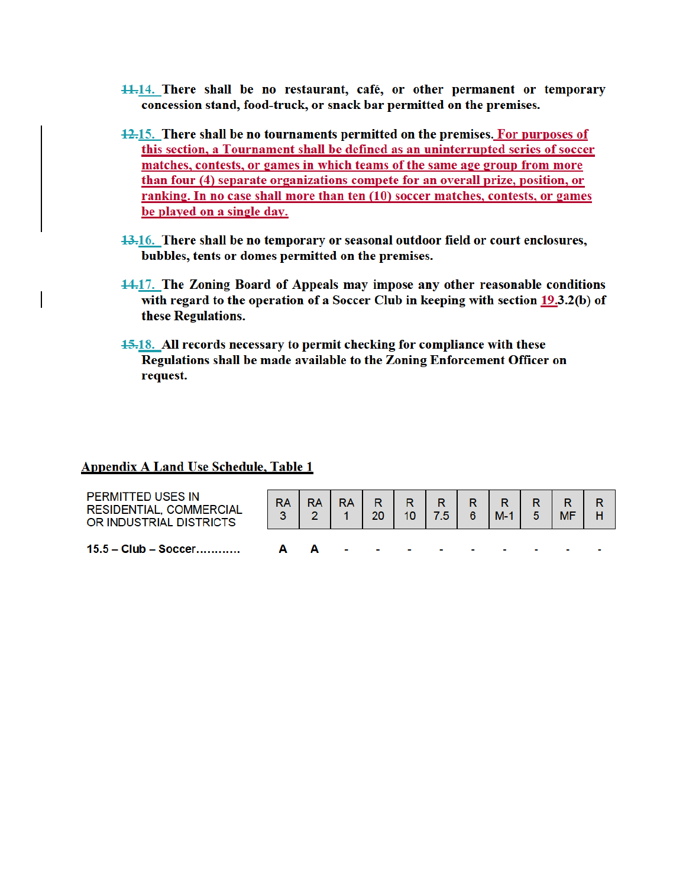~~11.~~14. **There shall be no restaurant, café, or other permanent or temporary concession stand, food-truck, or snack bar permitted on the premises.**

~~12.~~15. **There shall be no tournaments permitted on the premises. For purposes of this section, a Tournament shall be defined as an uninterrupted series of soccer matches, contests, or games in which teams of the same age group from more than four (4) separate organizations compete for an overall prize, position, or ranking. In no case shall more than ten (10) soccer matches, contests, or games be played on a single day.**

~~13.~~16. **There shall be no temporary or seasonal outdoor field or court enclosures, bubbles, tents or domes permitted on the premises.**

~~14.~~17. **The Zoning Board of Appeals may impose any other reasonable conditions with regard to the operation of a Soccer Club in keeping with section 19.3.2(b) of these Regulations.**

~~15.~~18. **All records necessary to permit checking for compliance with these Regulations shall be made available to the Zoning Enforcement Officer on request.**

**Appendix A Land Use Schedule, Table 1**

| PERMITTED USES IN RESIDENTIAL, COMMERCIAL OR INDUSTRIAL DISTRICTS | RA 3 | RA 2 | RA 1 | R 20 | R 10 | R 7.5 | R 6 | R M-1 | R 5 | R MF | R H |
|---|---|---|---|---|---|---|---|---|---|---|---|
| 15.5 – Club – Soccer………… | A | A | - | - | - | - | - | - | - | - | - |